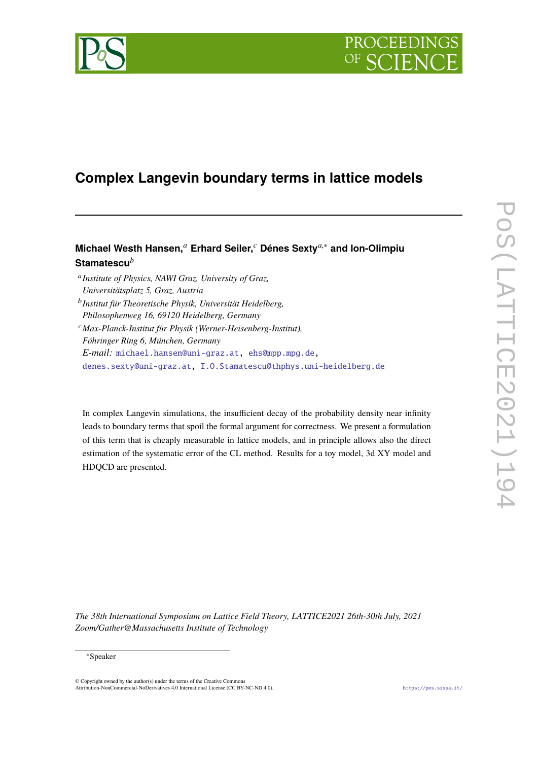# Complex Langevin boundary terms in lattice models

**Michael Westh Hansen,**[a] **Erhard Seiler,**[c] **Dénes Sexty**[a,*] **and Ion-Olimpiu Stamatescu**[b]

[a] *Institute of Physics, NAWI Graz, University of Graz, Universitätsplatz 5, Graz, Austria*

[b] *Institut für Theoretische Physik, Universität Heidelberg, Philosophenweg 16, 69120 Heidelberg, Germany*

[c] *Max-Planck-Institut für Physik (Werner-Heisenberg-Institut), Föhringer Ring 6, München, Germany*

*E-mail:* michael.hansen@uni-graz.at, ehs@mpp.mpg.de, denes.sexty@uni-graz.at, I.O.Stamatescu@thphys.uni-heidelberg.de

In complex Langevin simulations, the insufficient decay of the probability density near infinity leads to boundary terms that spoil the formal argument for correctness. We present a formulation of this term that is cheaply measurable in lattice models, and in principle allows also the direct estimation of the systematic error of the CL method. Results for a toy model, 3d XY model and HDQCD are presented.

*The 38th International Symposium on Lattice Field Theory, LATTICE2021 26th-30th July, 2021 Zoom/Gather@Massachusetts Institute of Technology*

*Speaker

© Copyright owned by the author(s) under the terms of the Creative Commons Attribution-NonCommercial-NoDerivatives 4.0 International License (CC BY-NC-ND 4.0).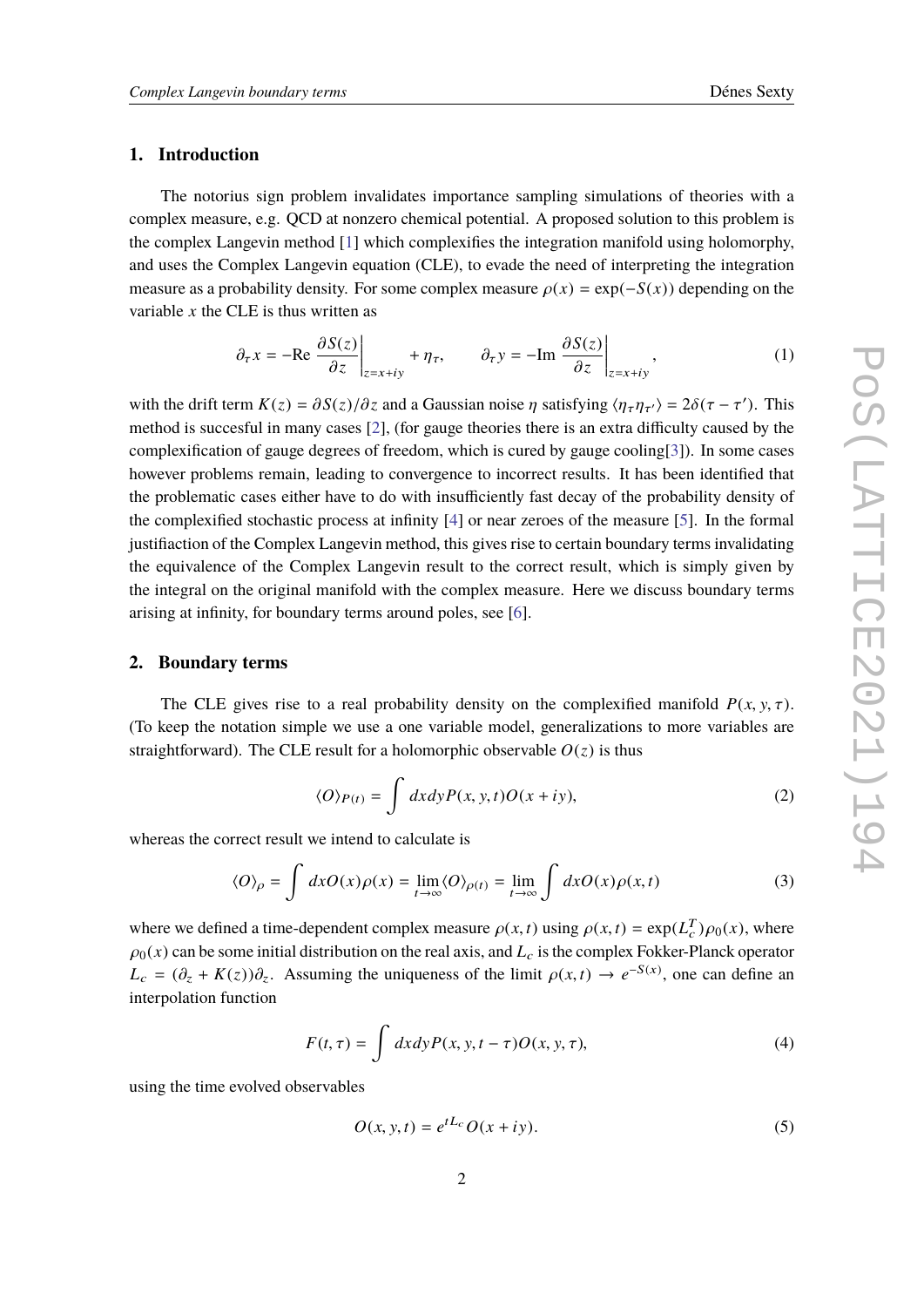## 1. Introduction

The notorius sign problem invalidates importance sampling simulations of theories with a complex measure, e.g. QCD at nonzero chemical potential. A proposed solution to this problem is the complex Langevin method [1] which complexifies the integration manifold using holomorphy, and uses the Complex Langevin equation (CLE), to evade the need of interpreting the integration measure as a probability density. For some complex measure $\rho(x) = \exp(-S(x))$ depending on the variable $x$ the CLE is thus written as

$$\partial_\tau x = -\mathrm{Re}\left.\frac{\partial S(z)}{\partial z}\right|_{z=x+iy} + \eta_\tau, \qquad \partial_\tau y = -\mathrm{Im}\left.\frac{\partial S(z)}{\partial z}\right|_{z=x+iy}, \tag{1}$$

with the drift term $K(z) = \partial S(z)/\partial z$ and a Gaussian noise $\eta$ satisfying $\langle \eta_\tau \eta_{\tau'} \rangle = 2\delta(\tau - \tau')$. This method is succesful in many cases [2], (for gauge theories there is an extra difficulty caused by the complexification of gauge degrees of freedom, which is cured by gauge cooling[3]). In some cases however problems remain, leading to convergence to incorrect results. It has been identified that the problematic cases either have to do with insufficiently fast decay of the probability density of the complexified stochastic process at infinity [4] or near zeroes of the measure [5]. In the formal justifiaction of the Complex Langevin method, this gives rise to certain boundary terms invalidating the equivalence of the Complex Langevin result to the correct result, which is simply given by the integral on the original manifold with the complex measure. Here we discuss boundary terms arising at infinity, for boundary terms around poles, see [6].

## 2. Boundary terms

The CLE gives rise to a real probability density on the complexified manifold $P(x, y, \tau)$. (To keep the notation simple we use a one variable model, generalizations to more variables are straightforward). The CLE result for a holomorphic observable $O(z)$ is thus

$$\langle O \rangle_{P(t)} = \int dxdy P(x, y, t) O(x + iy), \tag{2}$$

whereas the correct result we intend to calculate is

$$\langle O \rangle_\rho = \int dx O(x)\rho(x) = \lim_{t\to\infty} \langle O \rangle_{\rho(t)} = \lim_{t\to\infty} \int dx O(x)\rho(x, t) \tag{3}$$

where we defined a time-dependent complex measure $\rho(x, t)$ using $\rho(x, t) = \exp(L_c^T)\rho_0(x)$, where $\rho_0(x)$ can be some initial distribution on the real axis, and $L_c$ is the complex Fokker-Planck operator $L_c = (\partial_z + K(z))\partial_z$. Assuming the uniqueness of the limit $\rho(x, t) \to e^{-S(x)}$, one can define an interpolation function

$$F(t, \tau) = \int dxdy P(x, y, t - \tau) O(x, y, \tau), \tag{4}$$

using the time evolved observables

$$O(x, y, t) = e^{tL_c} O(x + iy). \tag{5}$$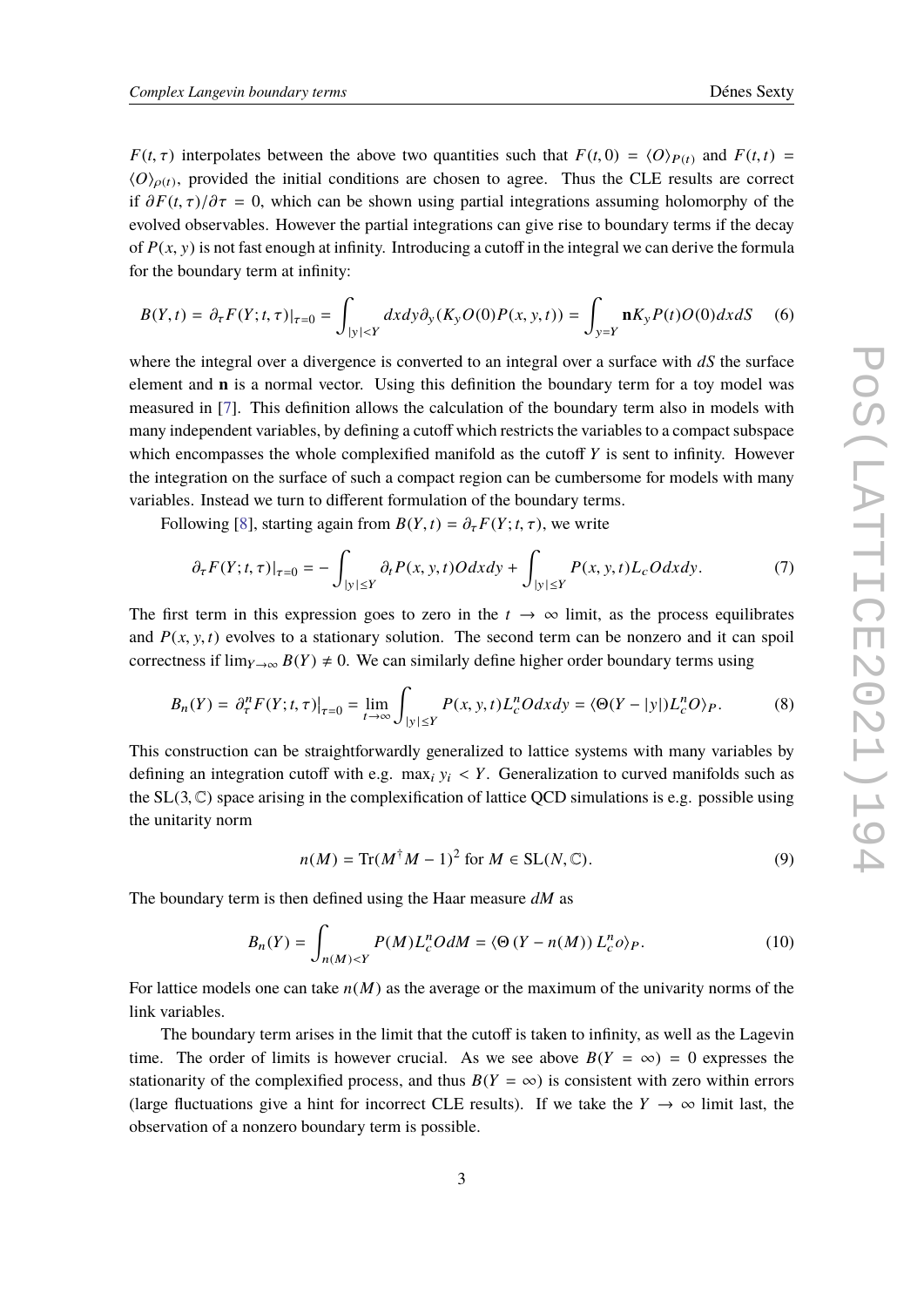$F(t,\tau)$ interpolates between the above two quantities such that $F(t,0) = \langle O \rangle_{P(t)}$ and $F(t,t) = \langle O \rangle_{\rho(t)}$, provided the initial conditions are chosen to agree. Thus the CLE results are correct if $\partial F(t,\tau)/\partial\tau = 0$, which can be shown using partial integrations assuming holomorphy of the evolved observables. However the partial integrations can give rise to boundary terms if the decay of $P(x,y)$ is not fast enough at infinity. Introducing a cutoff in the integral we can derive the formula for the boundary term at infinity:

$$B(Y,t) = \partial_\tau F(Y;t,\tau)|_{\tau=0} = \int_{|y|<Y} dxdy \partial_y (K_y O(0) P(x,y,t)) = \int_{y=Y} \mathbf{n} K_y P(t) O(0) dx dS \quad (6)$$

where the integral over a divergence is converted to an integral over a surface with $dS$ the surface element and $\mathbf{n}$ is a normal vector. Using this definition the boundary term for a toy model was measured in [7]. This definition allows the calculation of the boundary term also in models with many independent variables, by defining a cutoff which restricts the variables to a compact subspace which encompasses the whole complexified manifold as the cutoff $Y$ is sent to infinity. However the integration on the surface of such a compact region can be cumbersome for models with many variables. Instead we turn to different formulation of the boundary terms.

Following [8], starting again from $B(Y,t) = \partial_\tau F(Y;t,\tau)$, we write

$$\partial_\tau F(Y;t,\tau)|_{\tau=0} = -\int_{|y|\le Y} \partial_t P(x,y,t) O dxdy + \int_{|y|\le Y} P(x,y,t) L_c O dxdy. \quad (7)$$

The first term in this expression goes to zero in the $t \to \infty$ limit, as the process equilibrates and $P(x,y,t)$ evolves to a stationary solution. The second term can be nonzero and it can spoil correctness if $\lim_{Y\to\infty} B(Y) \neq 0$. We can similarly define higher order boundary terms using

$$B_n(Y) = \partial_\tau^n F(Y;t,\tau)\big|_{\tau=0} = \lim_{t\to\infty} \int_{|y|\le Y} P(x,y,t) L_c^n O dxdy = \langle \Theta(Y - |y|) L_c^n O \rangle_P. \quad (8)$$

This construction can be straightforwardly generalized to lattice systems with many variables by defining an integration cutoff with e.g. $\max_i y_i < Y$. Generalization to curved manifolds such as the $\mathrm{SL}(3,\mathbb{C})$ space arising in the complexification of lattice QCD simulations is e.g. possible using the unitarity norm

$$n(M) = \mathrm{Tr}(M^\dagger M - 1)^2 \text{ for } M \in \mathrm{SL}(N,\mathbb{C}). \quad (9)$$

The boundary term is then defined using the Haar measure $dM$ as

$$B_n(Y) = \int_{n(M)<Y} P(M) L_c^n O dM = \langle \Theta\left(Y - n(M)\right) L_c^n o \rangle_P. \quad (10)$$

For lattice models one can take $n(M)$ as the average or the maximum of the univarity norms of the link variables.

The boundary term arises in the limit that the cutoff is taken to infinity, as well as the Lagevin time. The order of limits is however crucial. As we see above $B(Y = \infty) = 0$ expresses the stationarity of the complexified process, and thus $B(Y = \infty)$ is consistent with zero within errors (large fluctuations give a hint for incorrect CLE results). If we take the $Y \to \infty$ limit last, the observation of a nonzero boundary term is possible.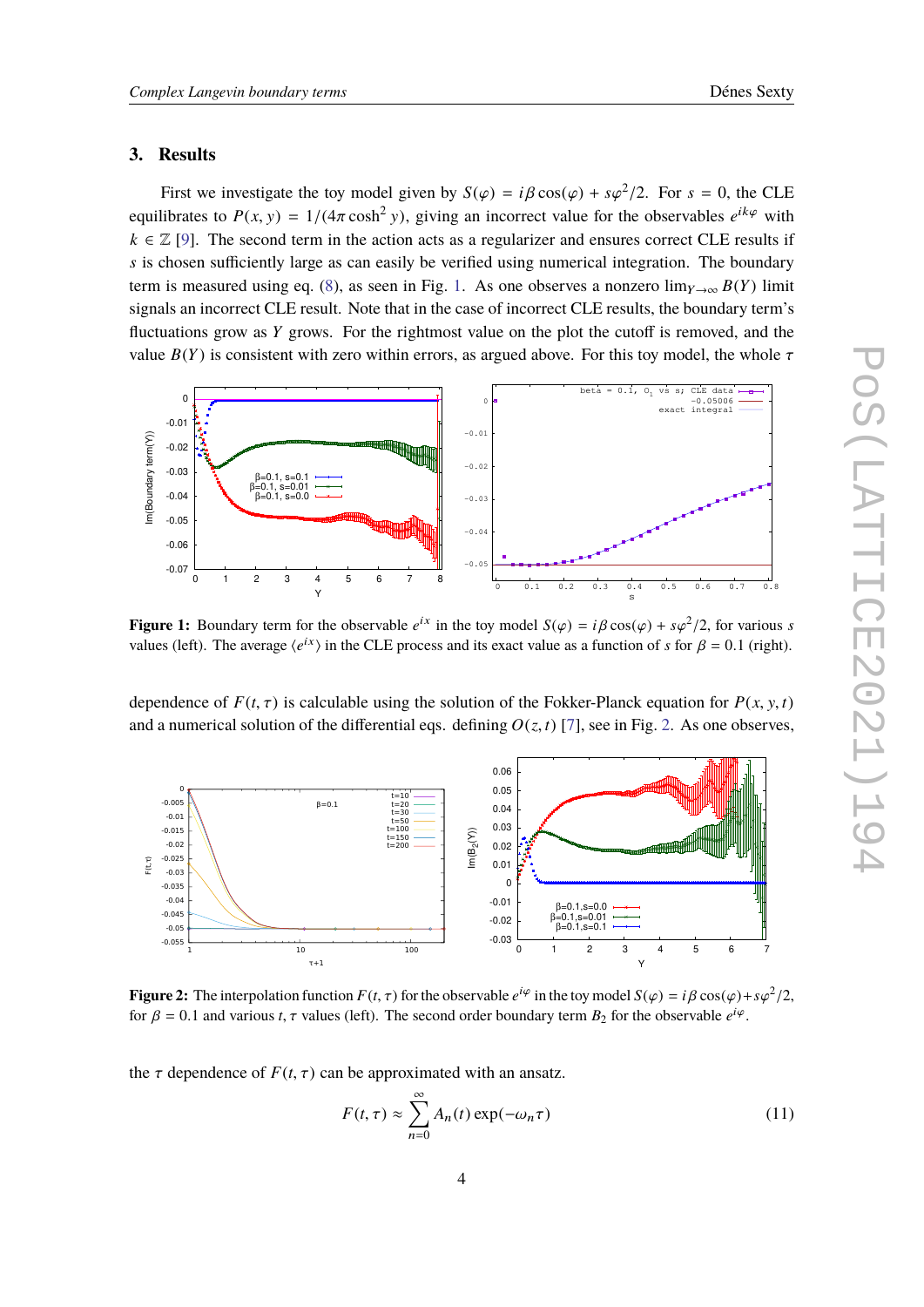## 3. Results

First we investigate the toy model given by $S(\varphi) = i\beta\cos(\varphi) + s\varphi^2/2$. For $s = 0$, the CLE equilibrates to $P(x, y) = 1/(4\pi\cosh^2 y)$, giving an incorrect value for the observables $e^{ik\varphi}$ with $k \in \mathbb{Z}$ [9]. The second term in the action acts as a regularizer and ensures correct CLE results if $s$ is chosen sufficiently large as can easily be verified using numerical integration. The boundary term is measured using eq. (8), as seen in Fig. 1. As one observes a nonzero $\lim_{Y\to\infty} B(Y)$ limit signals an incorrect CLE result. Note that in the case of incorrect CLE results, the boundary term's fluctuations grow as $Y$ grows. For the rightmost value on the plot the cutoff is removed, and the value $B(Y)$ is consistent with zero within errors, as argued above. For this toy model, the whole $\tau$

**Figure 1:** Boundary term for the observable $e^{ix}$ in the toy model $S(\varphi) = i\beta\cos(\varphi) + s\varphi^2/2$, for various $s$ values (left). The average $\langle e^{ix}\rangle$ in the CLE process and its exact value as a function of $s$ for $\beta = 0.1$ (right).

dependence of $F(t, \tau)$ is calculable using the solution of the Fokker-Planck equation for $P(x, y, t)$ and a numerical solution of the differential eqs. defining $O(z, t)$ [7], see in Fig. 2. As one observes,

**Figure 2:** The interpolation function $F(t, \tau)$ for the observable $e^{i\varphi}$ in the toy model $S(\varphi) = i\beta\cos(\varphi)+s\varphi^2/2$, for $\beta = 0.1$ and various $t, \tau$ values (left). The second order boundary term $B_2$ for the observable $e^{i\varphi}$.

the $\tau$ dependence of $F(t, \tau)$ can be approximated with an ansatz.

$$F(t, \tau) \approx \sum_{n=0}^{\infty} A_n(t) \exp(-\omega_n \tau) \tag{11}$$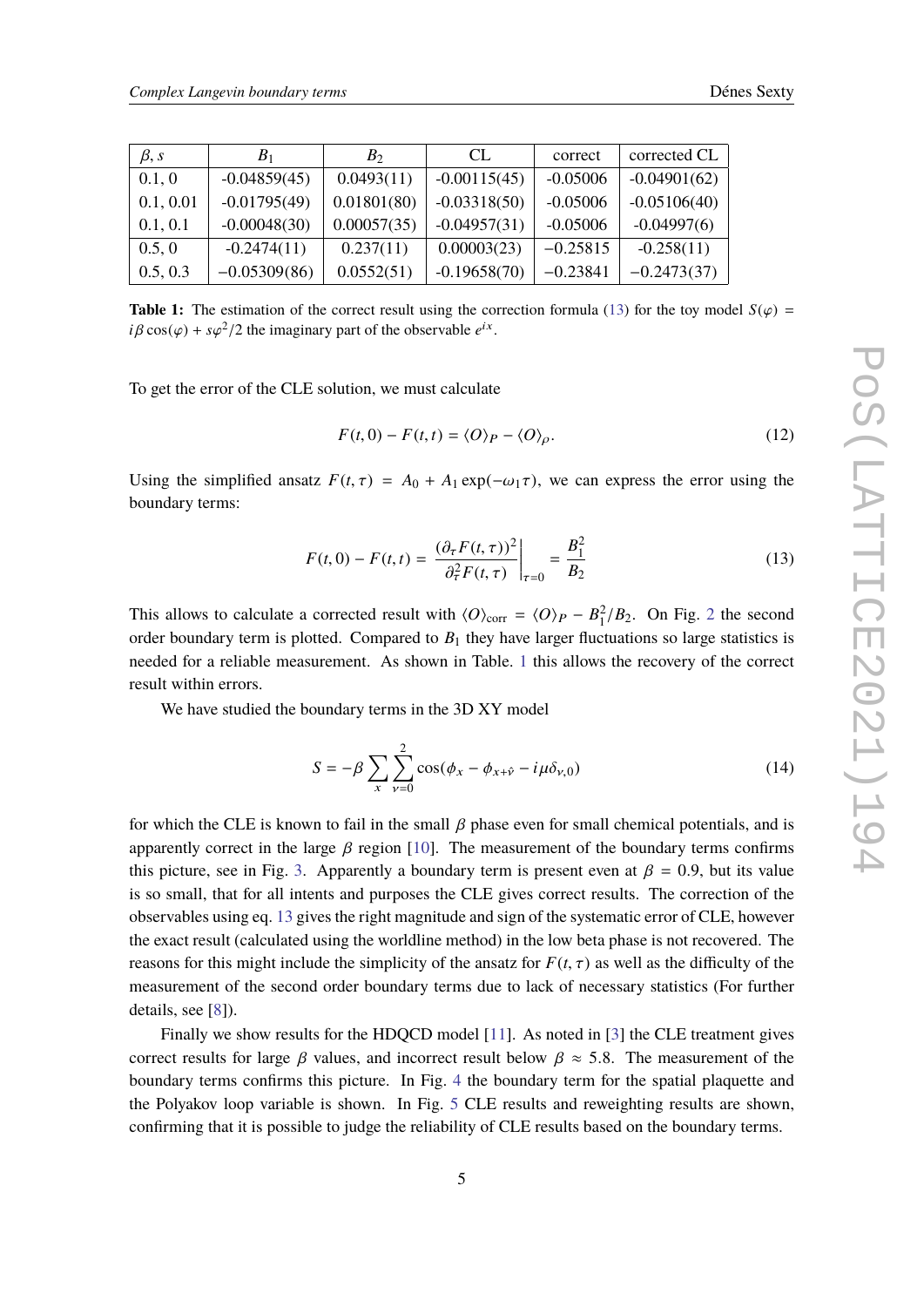| $\beta, s$ | $B_1$ | $B_2$ | CL | correct | corrected CL |
|---|---|---|---|---|---|
| 0.1, 0 | -0.04859(45) | 0.0493(11) | -0.00115(45) | -0.05006 | -0.04901(62) |
| 0.1, 0.01 | -0.01795(49) | 0.01801(80) | -0.03318(50) | -0.05006 | -0.05106(40) |
| 0.1, 0.1 | -0.00048(30) | 0.00057(35) | -0.04957(31) | -0.05006 | -0.04997(6) |
| 0.5, 0 | -0.2474(11) | 0.237(11) | 0.00003(23) | $-0.25815$ | -0.258(11) |
| 0.5, 0.3 | $-0.05309(86)$ | 0.0552(51) | -0.19658(70) | $-0.23841$ | $-0.2473(37)$ |

**Table 1:** The estimation of the correct result using the correction formula (13) for the toy model $S(\varphi) = i\beta\cos(\varphi) + s\varphi^2/2$ the imaginary part of the observable $e^{ix}$.

To get the error of the CLE solution, we must calculate

$$F(t,0) - F(t,t) = \langle O \rangle_P - \langle O \rangle_\rho. \tag{12}$$

Using the simplified ansatz $F(t,\tau) = A_0 + A_1 \exp(-\omega_1 \tau)$, we can express the error using the boundary terms:

$$F(t,0) - F(t,t) = \left. \frac{(\partial_\tau F(t,\tau))^2}{\partial_\tau^2 F(t,\tau)} \right|_{\tau=0} = \frac{B_1^2}{B_2} \tag{13}$$

This allows to calculate a corrected result with $\langle O \rangle_{\text{corr}} = \langle O \rangle_P - B_1^2/B_2$. On Fig. 2 the second order boundary term is plotted. Compared to $B_1$ they have larger fluctuations so large statistics is needed for a reliable measurement. As shown in Table. 1 this allows the recovery of the correct result within errors.

We have studied the boundary terms in the 3D XY model

$$S = -\beta \sum_x \sum_{\nu=0}^{2} \cos(\phi_x - \phi_{x+\hat{\nu}} - i\mu\delta_{\nu,0}) \tag{14}$$

for which the CLE is known to fail in the small $\beta$ phase even for small chemical potentials, and is apparently correct in the large $\beta$ region [10]. The measurement of the boundary terms confirms this picture, see in Fig. 3. Apparently a boundary term is present even at $\beta = 0.9$, but its value is so small, that for all intents and purposes the CLE gives correct results. The correction of the observables using eq. 13 gives the right magnitude and sign of the systematic error of CLE, however the exact result (calculated using the worldline method) in the low beta phase is not recovered. The reasons for this might include the simplicity of the ansatz for $F(t,\tau)$ as well as the difficulty of the measurement of the second order boundary terms due to lack of necessary statistics (For further details, see [8]).

Finally we show results for the HDQCD model [11]. As noted in [3] the CLE treatment gives correct results for large $\beta$ values, and incorrect result below $\beta \approx 5.8$. The measurement of the boundary terms confirms this picture. In Fig. 4 the boundary term for the spatial plaquette and the Polyakov loop variable is shown. In Fig. 5 CLE results and reweighting results are shown, confirming that it is possible to judge the reliability of CLE results based on the boundary terms.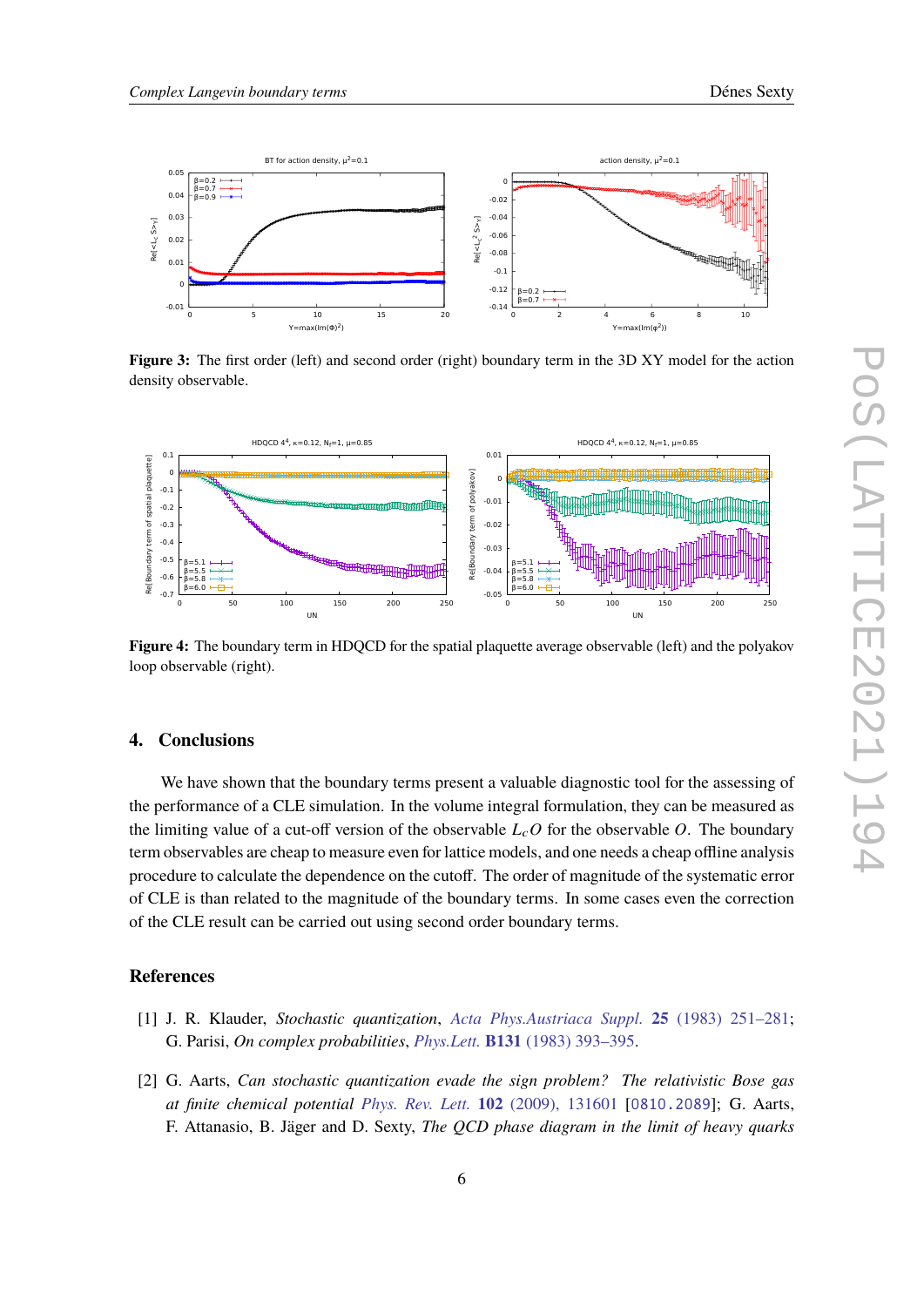**Figure 3:** The first order (left) and second order (right) boundary term in the 3D XY model for the action density observable.

**Figure 4:** The boundary term in HDQCD for the spatial plaquette average observable (left) and the polyakov loop observable (right).

## 4. Conclusions

We have shown that the boundary terms present a valuable diagnostic tool for the assessing of the performance of a CLE simulation. In the volume integral formulation, they can be measured as the limiting value of a cut-off version of the observable $L_c O$ for the observable $O$. The boundary term observables are cheap to measure even for lattice models, and one needs a cheap offline analysis procedure to calculate the dependence on the cutoff. The order of magnitude of the systematic error of CLE is than related to the magnitude of the boundary terms. In some cases even the correction of the CLE result can be carried out using second order boundary terms.

## References

[1] J. R. Klauder, *Stochastic quantization*, *Acta Phys.Austriaca Suppl.* **25** (1983) 251–281; G. Parisi, *On complex probabilities*, *Phys.Lett.* **B131** (1983) 393–395.

[2] G. Aarts, *Can stochastic quantization evade the sign problem? The relativistic Bose gas at finite chemical potential* *Phys. Rev. Lett.* **102** (2009), 131601 [0810.2089]; G. Aarts, F. Attanasio, B. Jäger and D. Sexty, *The QCD phase diagram in the limit of heavy quarks*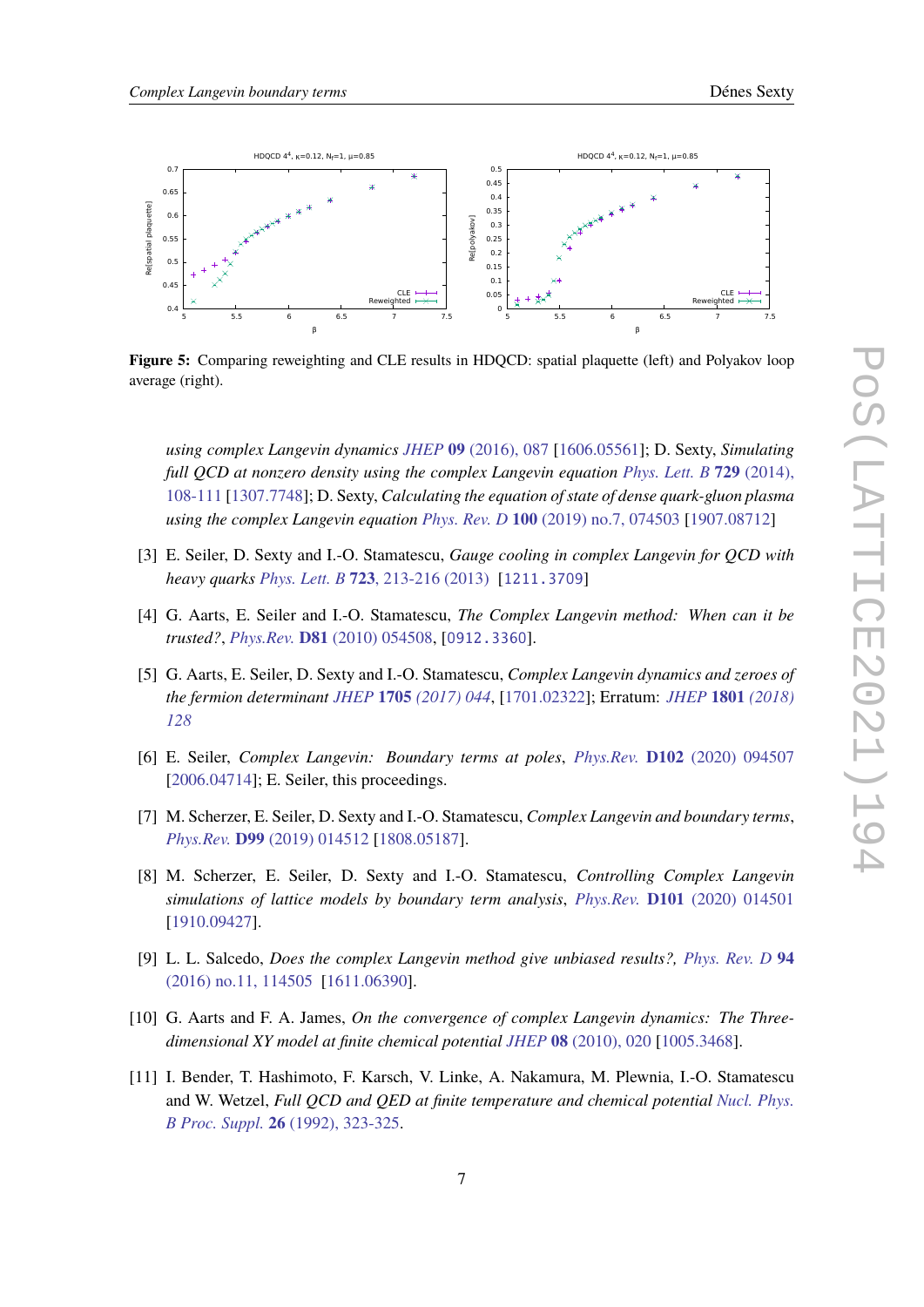HDQCD $4^4$, $\kappa$=0.12, $N_f$=1, $\mu$=0.85

Re[spatial plaquette]

0.7
0.65
0.6
0.55
0.5
0.45
0.4

5
5.5
6
6.5
7
7.5

β

CLE
Reweighted

HDQCD $4^4$, $\kappa$=0.12, $N_f$=1, $\mu$=0.85

Re[polyakov]

0.5
0.45
0.4
0.35
0.3
0.25
0.2
0.15
0.1
0.05
0

5
5.5
6
6.5
7
7.5

β

CLE
Reweighted

**Figure 5:** Comparing reweighting and CLE results in HDQCD: spatial plaquette (left) and Polyakov loop average (right).

*using complex Langevin dynamics* JHEP **09** (2016), 087 [1606.05561]; D. Sexty, *Simulating full QCD at nonzero density using the complex Langevin equation* Phys. Lett. B **729** (2014), 108-111 [1307.7748]; D. Sexty, *Calculating the equation of state of dense quark-gluon plasma using the complex Langevin equation* Phys. Rev. D **100** (2019) no.7, 074503 [1907.08712]

[3] E. Seiler, D. Sexty and I.-O. Stamatescu, *Gauge cooling in complex Langevin for QCD with heavy quarks* Phys. Lett. B **723**, 213-216 (2013) [1211.3709]

[4] G. Aarts, E. Seiler and I.-O. Stamatescu, *The Complex Langevin method: When can it be trusted?*, Phys.Rev. **D81** (2010) 054508, [0912.3360].

[5] G. Aarts, E. Seiler, D. Sexty and I.-O. Stamatescu, *Complex Langevin dynamics and zeroes of the fermion determinant* JHEP **1705** *(2017) 044*, [1701.02322]; Erratum: JHEP **1801** *(2018) 128*

[6] E. Seiler, *Complex Langevin: Boundary terms at poles*, Phys.Rev. **D102** (2020) 094507 [2006.04714]; E. Seiler, this proceedings.

[7] M. Scherzer, E. Seiler, D. Sexty and I.-O. Stamatescu, *Complex Langevin and boundary terms*, Phys.Rev. **D99** (2019) 014512 [1808.05187].

[8] M. Scherzer, E. Seiler, D. Sexty and I.-O. Stamatescu, *Controlling Complex Langevin simulations of lattice models by boundary term analysis*, Phys.Rev. **D101** (2020) 014501 [1910.09427].

[9] L. L. Salcedo, *Does the complex Langevin method give unbiased results?*, Phys. Rev. D **94** (2016) no.11, 114505 [1611.06390].

[10] G. Aarts and F. A. James, *On the convergence of complex Langevin dynamics: The Three-dimensional XY model at finite chemical potential* JHEP **08** (2010), 020 [1005.3468].

[11] I. Bender, T. Hashimoto, F. Karsch, V. Linke, A. Nakamura, M. Plewnia, I.-O. Stamatescu and W. Wetzel, *Full QCD and QED at finite temperature and chemical potential* Nucl. Phys. B Proc. Suppl. **26** (1992), 323-325.